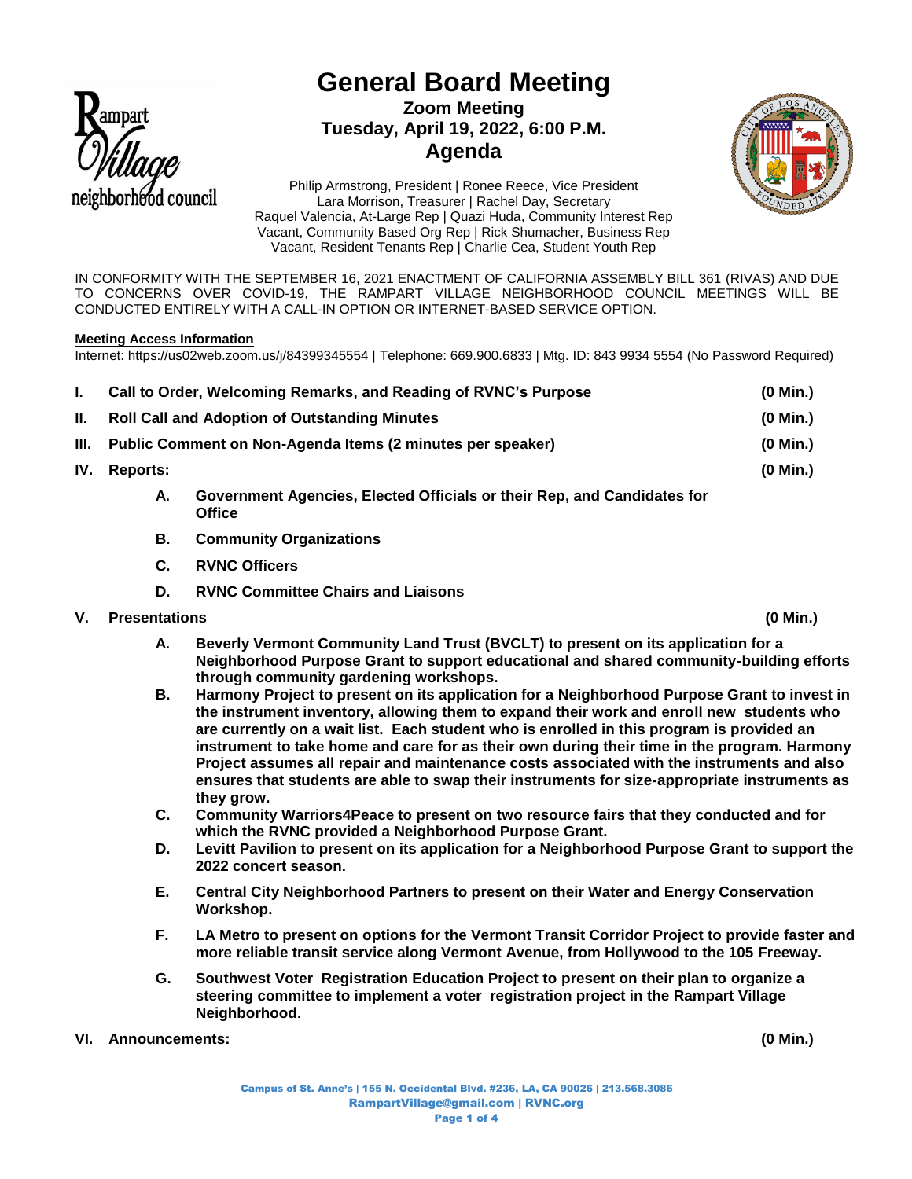# General Board Meeting

## Zoom Meeting
## Tuesday, April 19, 2022, 6:00 P.M.
## Agenda

Philip Armstrong, President | Ronee Reece, Vice President
Lara Morrison, Treasurer | Rachel Day, Secretary
Raquel Valencia, At-Large Rep | Quazi Huda, Community Interest Rep
Vacant, Community Based Org Rep | Rick Shumacher, Business Rep
Vacant, Resident Tenants Rep | Charlie Cea, Student Youth Rep

IN CONFORMITY WITH THE SEPTEMBER 16, 2021 ENACTMENT OF CALIFORNIA ASSEMBLY BILL 361 (RIVAS) AND DUE TO CONCERNS OVER COVID-19, THE RAMPART VILLAGE NEIGHBORHOOD COUNCIL MEETINGS WILL BE CONDUCTED ENTIRELY WITH A CALL-IN OPTION OR INTERNET-BASED SERVICE OPTION.

**Meeting Access Information**

Internet: https://us02web.zoom.us/j/84399345554 | Telephone: 669.900.6833 | Mtg. ID: 843 9934 5554 (No Password Required)

**I. Call to Order, Welcoming Remarks, and Reading of RVNC's Purpose (0 Min.)**

**II. Roll Call and Adoption of Outstanding Minutes (0 Min.)**

**III. Public Comment on Non-Agenda Items (2 minutes per speaker) (0 Min.)**

**IV. Reports: (0 Min.)**

- **A. Government Agencies, Elected Officials or their Rep, and Candidates for Office**
- **B. Community Organizations**
- **C. RVNC Officers**
- **D. RVNC Committee Chairs and Liaisons**

**V. Presentations (0 Min.)**

- **A. Beverly Vermont Community Land Trust (BVCLT) to present on its application for a Neighborhood Purpose Grant to support educational and shared community-building efforts through community gardening workshops.**
- **B. Harmony Project to present on its application for a Neighborhood Purpose Grant to invest in the instrument inventory, allowing them to expand their work and enroll new students who are currently on a wait list. Each student who is enrolled in this program is provided an instrument to take home and care for as their own during their time in the program. Harmony Project assumes all repair and maintenance costs associated with the instruments and also ensures that students are able to swap their instruments for size-appropriate instruments as they grow.**
- **C. Community Warriors4Peace to present on two resource fairs that they conducted and for which the RVNC provided a Neighborhood Purpose Grant.**
- **D. Levitt Pavilion to present on its application for a Neighborhood Purpose Grant to support the 2022 concert season.**
- **E. Central City Neighborhood Partners to present on their Water and Energy Conservation Workshop.**
- **F. LA Metro to present on options for the Vermont Transit Corridor Project to provide faster and more reliable transit service along Vermont Avenue, from Hollywood to the 105 Freeway.**
- **G. Southwest Voter Registration Education Project to present on their plan to organize a steering committee to implement a voter registration project in the Rampart Village Neighborhood.**

**VI. Announcements: (0 Min.)**

Campus of St. Anne's | 155 N. Occidental Blvd. #236, LA, CA 90026 | 213.568.3086
RampartVillage@gmail.com | RVNC.org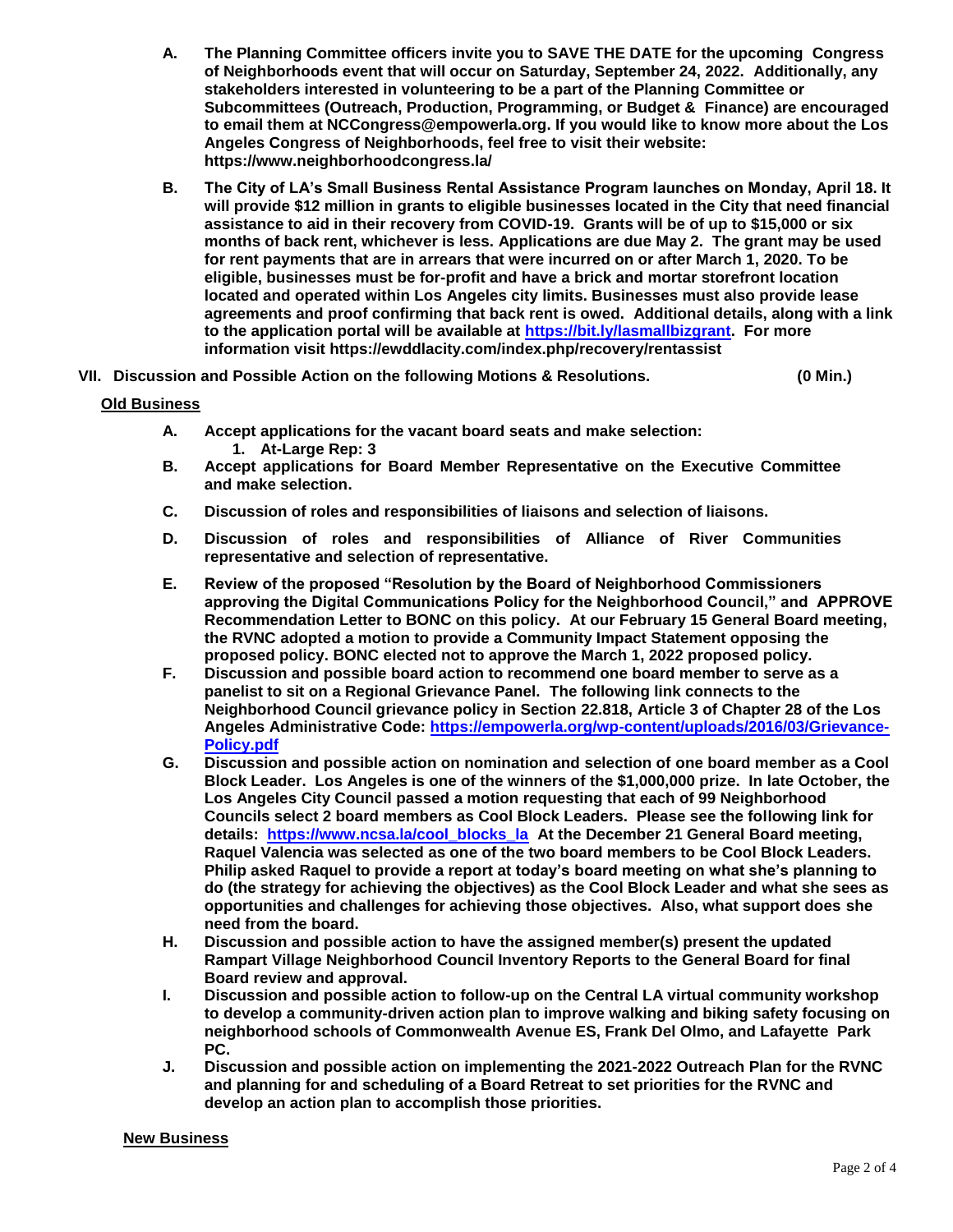**A. The Planning Committee officers invite you to SAVE THE DATE for the upcoming Congress of Neighborhoods event that will occur on Saturday, September 24, 2022. Additionally, any stakeholders interested in volunteering to be a part of the Planning Committee or Subcommittees (Outreach, Production, Programming, or Budget & Finance) are encouraged to email them at NCCongress@empowerla.org. If you would like to know more about the Los Angeles Congress of Neighborhoods, feel free to visit their website: https://www.neighborhoodcongress.la/**

**B. The City of LA's Small Business Rental Assistance Program launches on Monday, April 18. It will provide $12 million in grants to eligible businesses located in the City that need financial assistance to aid in their recovery from COVID-19. Grants will be of up to $15,000 or six months of back rent, whichever is less. Applications are due May 2. The grant may be used for rent payments that are in arrears that were incurred on or after March 1, 2020. To be eligible, businesses must be for-profit and have a brick and mortar storefront location located and operated within Los Angeles city limits. Businesses must also provide lease agreements and proof confirming that back rent is owed. Additional details, along with a link to the application portal will be available at [https://bit.ly/lasmallbizgrant](https://bit.ly/lasmallbizgrant). For more information visit https://ewddlacity.com/index.php/recovery/rentassist**

**VII. Discussion and Possible Action on the following Motions & Resolutions. (0 Min.)**

**Old Business**

**A. Accept applications for the vacant board seats and make selection:**
   **1. At-Large Rep: 3**

**B. Accept applications for Board Member Representative on the Executive Committee and make selection.**

**C. Discussion of roles and responsibilities of liaisons and selection of liaisons.**

**D. Discussion of roles and responsibilities of Alliance of River Communities representative and selection of representative.**

**E. Review of the proposed "Resolution by the Board of Neighborhood Commissioners approving the Digital Communications Policy for the Neighborhood Council," and APPROVE Recommendation Letter to BONC on this policy. At our February 15 General Board meeting, the RVNC adopted a motion to provide a Community Impact Statement opposing the proposed policy. BONC elected not to approve the March 1, 2022 proposed policy.**

**F. Discussion and possible board action to recommend one board member to serve as a panelist to sit on a Regional Grievance Panel. The following link connects to the Neighborhood Council grievance policy in Section 22.818, Article 3 of Chapter 28 of the Los Angeles Administrative Code: [https://empowerla.org/wp-content/uploads/2016/03/Grievance-Policy.pdf](https://empowerla.org/wp-content/uploads/2016/03/Grievance-Policy.pdf)**

**G. Discussion and possible action on nomination and selection of one board member as a Cool Block Leader. Los Angeles is one of the winners of the $1,000,000 prize. In late October, the Los Angeles City Council passed a motion requesting that each of 99 Neighborhood Councils select 2 board members as Cool Block Leaders. Please see the following link for details: [https://www.ncsa.la/cool_blocks_la](https://www.ncsa.la/cool_blocks_la) At the December 21 General Board meeting, Raquel Valencia was selected as one of the two board members to be Cool Block Leaders. Philip asked Raquel to provide a report at today's board meeting on what she's planning to do (the strategy for achieving the objectives) as the Cool Block Leader and what she sees as opportunities and challenges for achieving those objectives. Also, what support does she need from the board.**

**H. Discussion and possible action to have the assigned member(s) present the updated Rampart Village Neighborhood Council Inventory Reports to the General Board for final Board review and approval.**

**I. Discussion and possible action to follow-up on the Central LA virtual community workshop to develop a community-driven action plan to improve walking and biking safety focusing on neighborhood schools of Commonwealth Avenue ES, Frank Del Olmo, and Lafayette Park PC.**

**J. Discussion and possible action on implementing the 2021-2022 Outreach Plan for the RVNC and planning for and scheduling of a Board Retreat to set priorities for the RVNC and develop an action plan to accomplish those priorities.**

**New Business**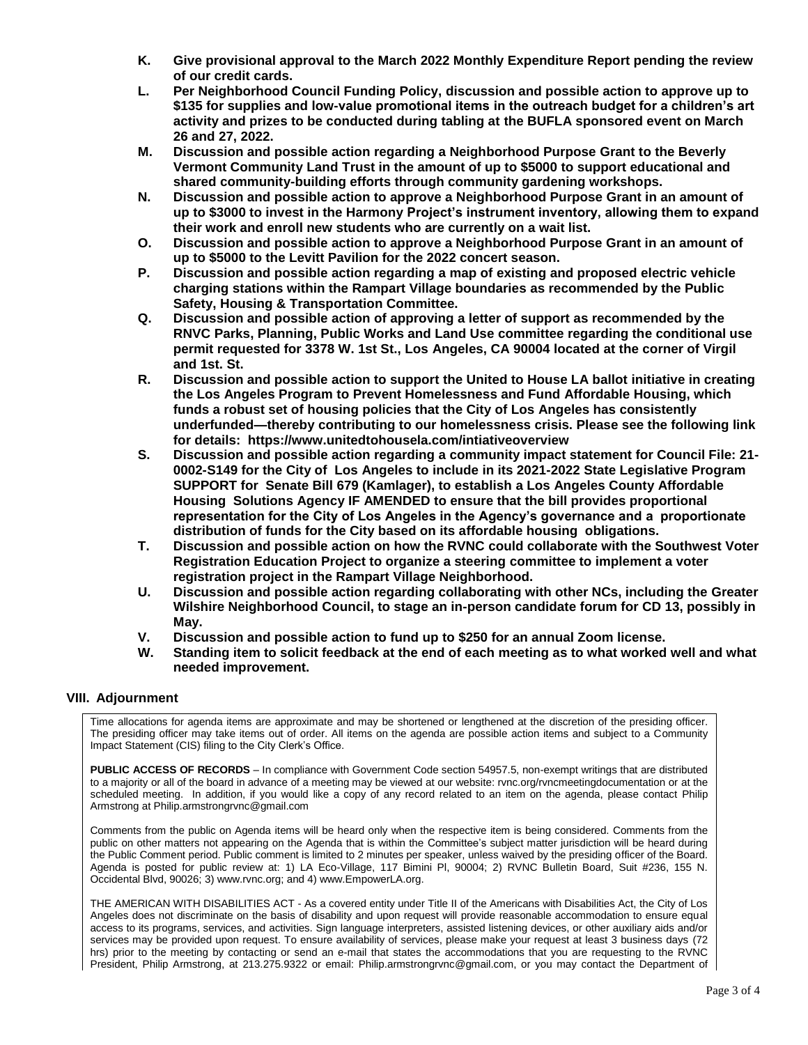- **K. Give provisional approval to the March 2022 Monthly Expenditure Report pending the review of our credit cards.**
- **L. Per Neighborhood Council Funding Policy, discussion and possible action to approve up to $135 for supplies and low-value promotional items in the outreach budget for a children's art activity and prizes to be conducted during tabling at the BUFLA sponsored event on March 26 and 27, 2022.**
- **M. Discussion and possible action regarding a Neighborhood Purpose Grant to the Beverly Vermont Community Land Trust in the amount of up to $5000 to support educational and shared community-building efforts through community gardening workshops.**
- **N. Discussion and possible action to approve a Neighborhood Purpose Grant in an amount of up to $3000 to invest in the Harmony Project's instrument inventory, allowing them to expand their work and enroll new students who are currently on a wait list.**
- **O. Discussion and possible action to approve a Neighborhood Purpose Grant in an amount of up to $5000 to the Levitt Pavilion for the 2022 concert season.**
- **P. Discussion and possible action regarding a map of existing and proposed electric vehicle charging stations within the Rampart Village boundaries as recommended by the Public Safety, Housing & Transportation Committee.**
- **Q. Discussion and possible action of approving a letter of support as recommended by the RNVC Parks, Planning, Public Works and Land Use committee regarding the conditional use permit requested for 3378 W. 1st St., Los Angeles, CA 90004 located at the corner of Virgil and 1st. St.**
- **R. Discussion and possible action to support the United to House LA ballot initiative in creating the Los Angeles Program to Prevent Homelessness and Fund Affordable Housing, which funds a robust set of housing policies that the City of Los Angeles has consistently underfunded—thereby contributing to our homelessness crisis. Please see the following link for details: https://www.unitedtohousela.com/intiativeoverview**
- **S. Discussion and possible action regarding a community impact statement for Council File: 21-0002-S149 for the City of Los Angeles to include in its 2021-2022 State Legislative Program SUPPORT for Senate Bill 679 (Kamlager), to establish a Los Angeles County Affordable Housing Solutions Agency IF AMENDED to ensure that the bill provides proportional representation for the City of Los Angeles in the Agency's governance and a proportionate distribution of funds for the City based on its affordable housing obligations.**
- **T. Discussion and possible action on how the RVNC could collaborate with the Southwest Voter Registration Education Project to organize a steering committee to implement a voter registration project in the Rampart Village Neighborhood.**
- **U. Discussion and possible action regarding collaborating with other NCs, including the Greater Wilshire Neighborhood Council, to stage an in-person candidate forum for CD 13, possibly in May.**
- **V. Discussion and possible action to fund up to $250 for an annual Zoom license.**
- **W. Standing item to solicit feedback at the end of each meeting as to what worked well and what needed improvement.**

## VIII. Adjournment

Time allocations for agenda items are approximate and may be shortened or lengthened at the discretion of the presiding officer. The presiding officer may take items out of order. All items on the agenda are possible action items and subject to a Community Impact Statement (CIS) filing to the City Clerk's Office.

**PUBLIC ACCESS OF RECORDS** – In compliance with Government Code section 54957.5, non-exempt writings that are distributed to a majority or all of the board in advance of a meeting may be viewed at our website: rvnc.org/rvncmeetingdocumentation or at the scheduled meeting. In addition, if you would like a copy of any record related to an item on the agenda, please contact Philip Armstrong at Philip.armstrongrvnc@gmail.com

Comments from the public on Agenda items will be heard only when the respective item is being considered. Comments from the public on other matters not appearing on the Agenda that is within the Committee's subject matter jurisdiction will be heard during the Public Comment period. Public comment is limited to 2 minutes per speaker, unless waived by the presiding officer of the Board. Agenda is posted for public review at: 1) LA Eco-Village, 117 Bimini Pl, 90004; 2) RVNC Bulletin Board, Suit #236, 155 N. Occidental Blvd, 90026; 3) www.rvnc.org; and 4) www.EmpowerLA.org.

THE AMERICAN WITH DISABILITIES ACT - As a covered entity under Title II of the Americans with Disabilities Act, the City of Los Angeles does not discriminate on the basis of disability and upon request will provide reasonable accommodation to ensure equal access to its programs, services, and activities. Sign language interpreters, assisted listening devices, or other auxiliary aids and/or services may be provided upon request. To ensure availability of services, please make your request at least 3 business days (72 hrs) prior to the meeting by contacting or send an e-mail that states the accommodations that you are requesting to the RVNC President, Philip Armstrong, at 213.275.9322 or email: Philip.armstrongrvnc@gmail.com, or you may contact the Department of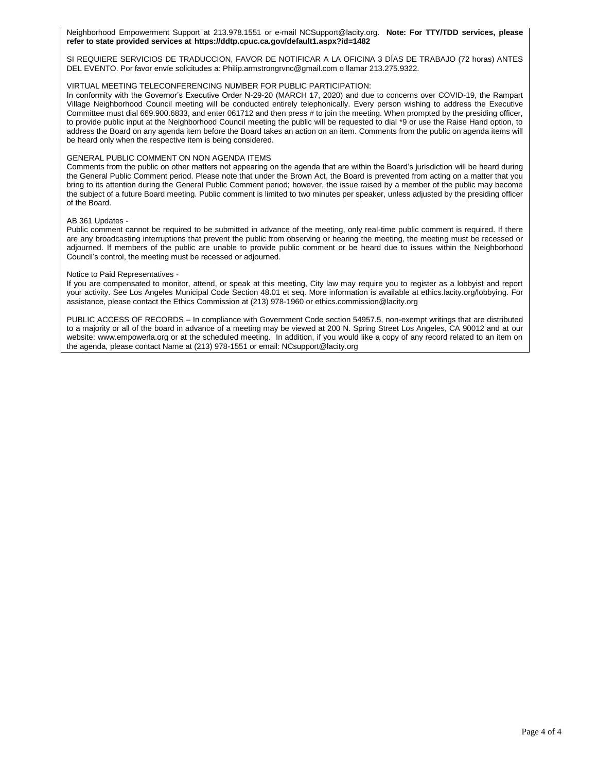Neighborhood Empowerment Support at 213.978.1551 or e-mail NCSupport@lacity.org. **Note: For TTY/TDD services, please refer to state provided services at https://ddtp.cpuc.ca.gov/default1.aspx?id=1482**

SI REQUIERE SERVICIOS DE TRADUCCION, FAVOR DE NOTIFICAR A LA OFICINA 3 DÍAS DE TRABAJO (72 horas) ANTES DEL EVENTO. Por favor envíe solicitudes a: Philip.armstrongrvnc@gmail.com o llamar 213.275.9322.

VIRTUAL MEETING TELECONFERENCING NUMBER FOR PUBLIC PARTICIPATION:

In conformity with the Governor's Executive Order N-29-20 (MARCH 17, 2020) and due to concerns over COVID-19, the Rampart Village Neighborhood Council meeting will be conducted entirely telephonically. Every person wishing to address the Executive Committee must dial 669.900.6833, and enter 061712 and then press # to join the meeting. When prompted by the presiding officer, to provide public input at the Neighborhood Council meeting the public will be requested to dial *9 or use the Raise Hand option, to address the Board on any agenda item before the Board takes an action on an item. Comments from the public on agenda items will be heard only when the respective item is being considered.

GENERAL PUBLIC COMMENT ON NON AGENDA ITEMS

Comments from the public on other matters not appearing on the agenda that are within the Board's jurisdiction will be heard during the General Public Comment period. Please note that under the Brown Act, the Board is prevented from acting on a matter that you bring to its attention during the General Public Comment period; however, the issue raised by a member of the public may become the subject of a future Board meeting. Public comment is limited to two minutes per speaker, unless adjusted by the presiding officer of the Board.

AB 361 Updates -

Public comment cannot be required to be submitted in advance of the meeting, only real-time public comment is required. If there are any broadcasting interruptions that prevent the public from observing or hearing the meeting, the meeting must be recessed or adjourned. If members of the public are unable to provide public comment or be heard due to issues within the Neighborhood Council's control, the meeting must be recessed or adjourned.

Notice to Paid Representatives -

If you are compensated to monitor, attend, or speak at this meeting, City law may require you to register as a lobbyist and report your activity. See Los Angeles Municipal Code Section 48.01 et seq. More information is available at ethics.lacity.org/lobbying. For assistance, please contact the Ethics Commission at (213) 978-1960 or ethics.commission@lacity.org

PUBLIC ACCESS OF RECORDS – In compliance with Government Code section 54957.5, non-exempt writings that are distributed to a majority or all of the board in advance of a meeting may be viewed at 200 N. Spring Street Los Angeles, CA 90012 and at our website: www.empowerla.org or at the scheduled meeting. In addition, if you would like a copy of any record related to an item on the agenda, please contact Name at (213) 978-1551 or email: NCsupport@lacity.org